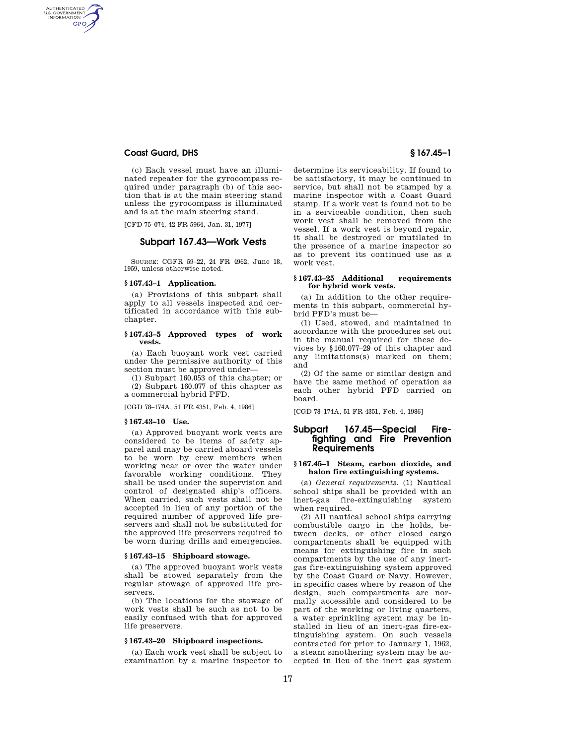(c) Each vessel must have an illuminated repeater for the gyrocompass required under paragraph (b) of this section that is at the main steering stand unless the gyrocompass is illuminated and is at the main steering stand.

[CFD 75–074, 42 FR 5964, Jan. 31, 1977]

## Subpart 167.43—Work Vests

SOURCE: CGFR 59–22, 24 FR 4962, June 18, 1959, unless otherwise noted.

### § 167.43–1 Application.

(a) Provisions of this subpart shall apply to all vessels inspected and certificated in accordance with this subchapter.

### § 167.43–5 Approved types of work vests.

(a) Each buoyant work vest carried under the permissive authority of this section must be approved under—

(1) Subpart 160.053 of this chapter; or

(2) Subpart 160.077 of this chapter as a commercial hybrid PFD.

[CGD 78–174A, 51 FR 4351, Feb. 4, 1986]

### § 167.43–10 Use.

(a) Approved buoyant work vests are considered to be items of safety apparel and may be carried aboard vessels to be worn by crew members when working near or over the water under favorable working conditions. They shall be used under the supervision and control of designated ship's officers. When carried, such vests shall not be accepted in lieu of any portion of the required number of approved life preservers and shall not be substituted for the approved life preservers required to be worn during drills and emergencies.

### § 167.43–15 Shipboard stowage.

(a) The approved buoyant work vests shall be stowed separately from the regular stowage of approved life preservers.

(b) The locations for the stowage of work vests shall be such as not to be easily confused with that for approved life preservers.

### § 167.43–20 Shipboard inspections.

(a) Each work vest shall be subject to examination by a marine inspector to determine its serviceability. If found to be satisfactory, it may be continued in service, but shall not be stamped by a marine inspector with a Coast Guard stamp. If a work vest is found not to be in a serviceable condition, then such work vest shall be removed from the vessel. If a work vest is beyond repair, it shall be destroyed or mutilated in the presence of a marine inspector so as to prevent its continued use as a work vest.

### § 167.43–25 Additional requirements for hybrid work vests.

(a) In addition to the other requirements in this subpart, commercial hybrid PFD's must be—

(1) Used, stowed, and maintained in accordance with the procedures set out in the manual required for these devices by § 160.077–29 of this chapter and any limitations(s) marked on them; and

(2) Of the same or similar design and have the same method of operation as each other hybrid PFD carried on board.

[CGD 78–174A, 51 FR 4351, Feb. 4, 1986]

## Subpart 167.45—Special Firefighting and Fire Prevention Requirements

### § 167.45–1 Steam, carbon dioxide, and halon fire extinguishing systems.

(a) *General requirements.* (1) Nautical school ships shall be provided with an inert-gas fire-extinguishing system when required.

(2) All nautical school ships carrying combustible cargo in the holds, between decks, or other closed cargo compartments shall be equipped with means for extinguishing fire in such compartments by the use of any inert-gas fire-extinguishing system approved by the Coast Guard or Navy. However, in specific cases where by reason of the design, such compartments are normally accessible and considered to be part of the working or living quarters, a water sprinkling system may be installed in lieu of an inert-gas fire-extinguishing system. On such vessels contracted for prior to January 1, 1962, a steam smothering system may be accepted in lieu of the inert gas system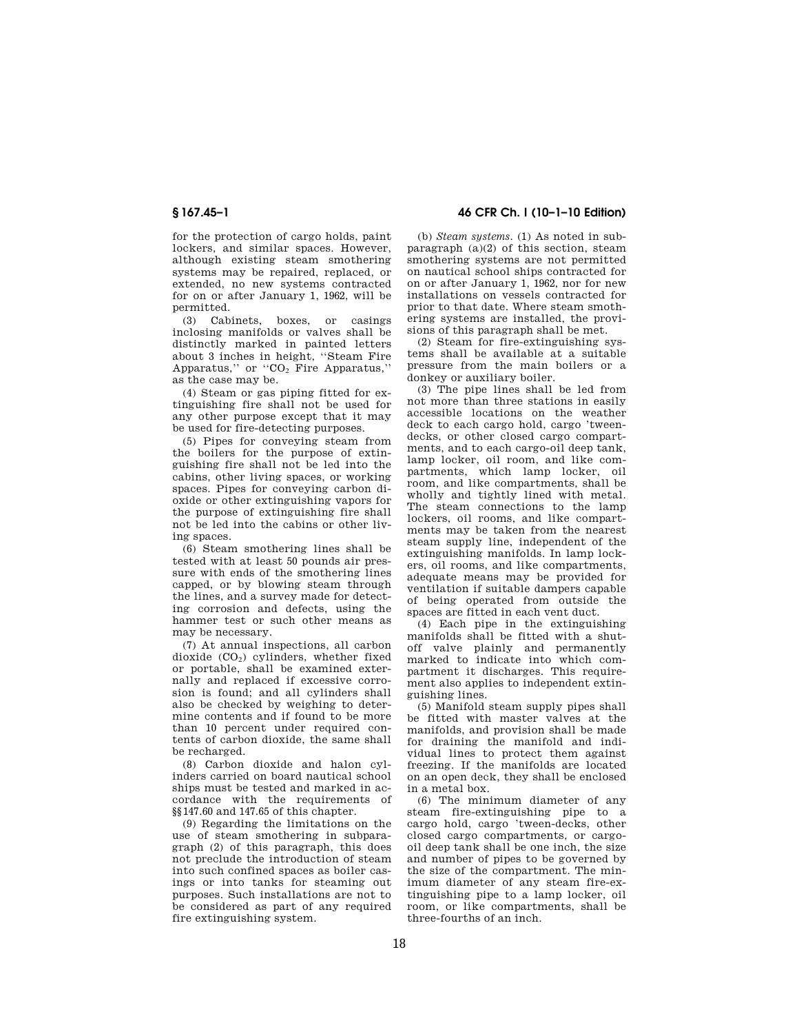for the protection of cargo holds, paint lockers, and similar spaces. However, although existing steam smothering systems may be repaired, replaced, or extended, no new systems contracted for on or after January 1, 1962, will be permitted.

(3) Cabinets, boxes, or casings inclosing manifolds or valves shall be distinctly marked in painted letters about 3 inches in height, ''Steam Fire Apparatus,'' or ''$CO_2$ Fire Apparatus,'' as the case may be.

(4) Steam or gas piping fitted for extinguishing fire shall not be used for any other purpose except that it may be used for fire-detecting purposes.

(5) Pipes for conveying steam from the boilers for the purpose of extinguishing fire shall not be led into the cabins, other living spaces, or working spaces. Pipes for conveying carbon dioxide or other extinguishing vapors for the purpose of extinguishing fire shall not be led into the cabins or other living spaces.

(6) Steam smothering lines shall be tested with at least 50 pounds air pressure with ends of the smothering lines capped, or by blowing steam through the lines, and a survey made for detecting corrosion and defects, using the hammer test or such other means as may be necessary.

(7) At annual inspections, all carbon dioxide ($CO_2$) cylinders, whether fixed or portable, shall be examined externally and replaced if excessive corrosion is found; and all cylinders shall also be checked by weighing to determine contents and if found to be more than 10 percent under required contents of carbon dioxide, the same shall be recharged.

(8) Carbon dioxide and halon cylinders carried on board nautical school ships must be tested and marked in accordance with the requirements of §§147.60 and 147.65 of this chapter.

(9) Regarding the limitations on the use of steam smothering in subparagraph (2) of this paragraph, this does not preclude the introduction of steam into such confined spaces as boiler casings or into tanks for steaming out purposes. Such installations are not to be considered as part of any required fire extinguishing system.

(b) *Steam systems.* (1) As noted in subparagraph (a)(2) of this section, steam smothering systems are not permitted on nautical school ships contracted for on or after January 1, 1962, nor for new installations on vessels contracted for prior to that date. Where steam smothering systems are installed, the provisions of this paragraph shall be met.

(2) Steam for fire-extinguishing systems shall be available at a suitable pressure from the main boilers or a donkey or auxiliary boiler.

(3) The pipe lines shall be led from not more than three stations in easily accessible locations on the weather deck to each cargo hold, cargo 'tweendecks, or other closed cargo compartments, and to each cargo-oil deep tank, lamp locker, oil room, and like compartments, which lamp locker, oil room, and like compartments, shall be wholly and tightly lined with metal. The steam connections to the lamp lockers, oil rooms, and like compartments may be taken from the nearest steam supply line, independent of the extinguishing manifolds. In lamp lockers, oil rooms, and like compartments, adequate means may be provided for ventilation if suitable dampers capable of being operated from outside the spaces are fitted in each vent duct.

(4) Each pipe in the extinguishing manifolds shall be fitted with a shutoff valve plainly and permanently marked to indicate into which compartment it discharges. This requirement also applies to independent extinguishing lines.

(5) Manifold steam supply pipes shall be fitted with master valves at the manifolds, and provision shall be made for draining the manifold and individual lines to protect them against freezing. If the manifolds are located on an open deck, they shall be enclosed in a metal box.

(6) The minimum diameter of any steam fire-extinguishing pipe to a cargo hold, cargo 'tween-decks, other closed cargo compartments, or cargo-oil deep tank shall be one inch, the size and number of pipes to be governed by the size of the compartment. The minimum diameter of any steam fire-extinguishing pipe to a lamp locker, oil room, or like compartments, shall be three-fourths of an inch.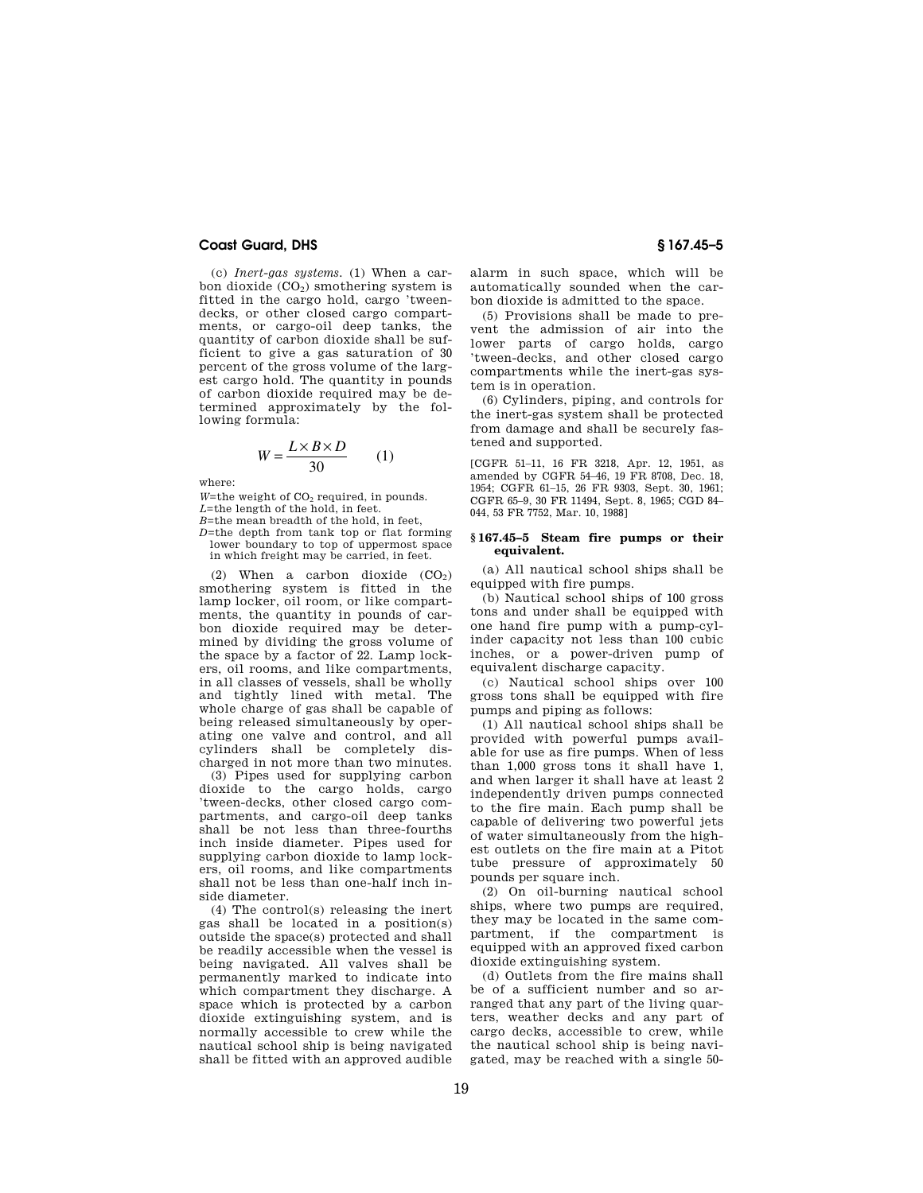(c) *Inert-gas systems.* (1) When a carbon dioxide ($CO_2$) smothering system is fitted in the cargo hold, cargo 'tween-decks, or other closed cargo compartments, or cargo-oil deep tanks, the quantity of carbon dioxide shall be sufficient to give a gas saturation of 30 percent of the gross volume of the largest cargo hold. The quantity in pounds of carbon dioxide required may be determined approximately by the following formula:

$$W = \frac{L \times B \times D}{30} \qquad (1)$$

where:

$W$=the weight of $CO_2$ required, in pounds.
$L$=the length of the hold, in feet.
$B$=the mean breadth of the hold, in feet,
$D$=the depth from tank top or flat forming lower boundary to top of uppermost space in which freight may be carried, in feet.

(2) When a carbon dioxide ($CO_2$) smothering system is fitted in the lamp locker, oil room, or like compartments, the quantity in pounds of carbon dioxide required may be determined by dividing the gross volume of the space by a factor of 22. Lamp lockers, oil rooms, and like compartments, in all classes of vessels, shall be wholly and tightly lined with metal. The whole charge of gas shall be capable of being released simultaneously by operating one valve and control, and all cylinders shall be completely discharged in not more than two minutes.

(3) Pipes used for supplying carbon dioxide to the cargo holds, cargo 'tween-decks, other closed cargo compartments, and cargo-oil deep tanks shall be not less than three-fourths inch inside diameter. Pipes used for supplying carbon dioxide to lamp lockers, oil rooms, and like compartments shall not be less than one-half inch inside diameter.

(4) The control(s) releasing the inert gas shall be located in a position(s) outside the space(s) protected and shall be readily accessible when the vessel is being navigated. All valves shall be permanently marked to indicate into which compartment they discharge. A space which is protected by a carbon dioxide extinguishing system, and is normally accessible to crew while the nautical school ship is being navigated shall be fitted with an approved audible alarm in such space, which will be automatically sounded when the carbon dioxide is admitted to the space.

(5) Provisions shall be made to prevent the admission of air into the lower parts of cargo holds, cargo 'tween-decks, and other closed cargo compartments while the inert-gas system is in operation.

(6) Cylinders, piping, and controls for the inert-gas system shall be protected from damage and shall be securely fastened and supported.

[CGFR 51–11, 16 FR 3218, Apr. 12, 1951, as amended by CGFR 54–46, 19 FR 8708, Dec. 18, 1954; CGFR 61–15, 26 FR 9303, Sept. 30, 1961; CGFR 65–9, 30 FR 11494, Sept. 8, 1965; CGD 84–044, 53 FR 7752, Mar. 10, 1988]

### § 167.45–5 Steam fire pumps or their equivalent.

(a) All nautical school ships shall be equipped with fire pumps.

(b) Nautical school ships of 100 gross tons and under shall be equipped with one hand fire pump with a pump-cylinder capacity not less than 100 cubic inches, or a power-driven pump of equivalent discharge capacity.

(c) Nautical school ships over 100 gross tons shall be equipped with fire pumps and piping as follows:

(1) All nautical school ships shall be provided with powerful pumps available for use as fire pumps. When of less than 1,000 gross tons it shall have 1, and when larger it shall have at least 2 independently driven pumps connected to the fire main. Each pump shall be capable of delivering two powerful jets of water simultaneously from the highest outlets on the fire main at a Pitot tube pressure of approximately 50 pounds per square inch.

(2) On oil-burning nautical school ships, where two pumps are required, they may be located in the same compartment, if the compartment is equipped with an approved fixed carbon dioxide extinguishing system.

(d) Outlets from the fire mains shall be of a sufficient number and so arranged that any part of the living quarters, weather decks and any part of cargo decks, accessible to crew, while the nautical school ship is being navigated, may be reached with a single 50-